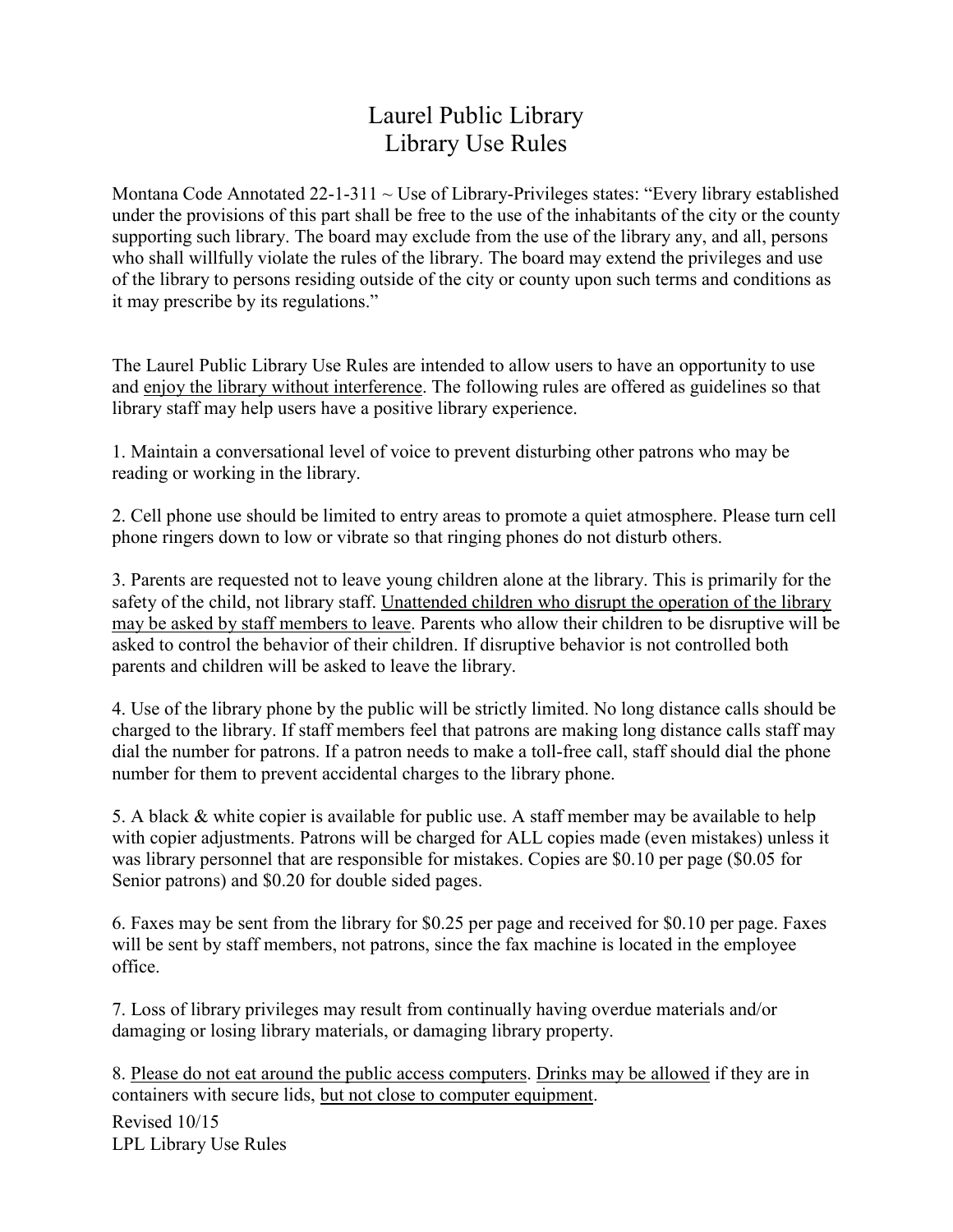# Laurel Public Library
## Library Use Rules

Montana Code Annotated 22-1-311 ~ Use of Library-Privileges states: "Every library established under the provisions of this part shall be free to the use of the inhabitants of the city or the county supporting such library. The board may exclude from the use of the library any, and all, persons who shall willfully violate the rules of the library. The board may extend the privileges and use of the library to persons residing outside of the city or county upon such terms and conditions as it may prescribe by its regulations."

The Laurel Public Library Use Rules are intended to allow users to have an opportunity to use and <u>enjoy the library without interference</u>. The following rules are offered as guidelines so that library staff may help users have a positive library experience.

1. Maintain a conversational level of voice to prevent disturbing other patrons who may be reading or working in the library.

2. Cell phone use should be limited to entry areas to promote a quiet atmosphere. Please turn cell phone ringers down to low or vibrate so that ringing phones do not disturb others.

3. Parents are requested not to leave young children alone at the library. This is primarily for the safety of the child, not library staff. <u>Unattended children who disrupt the operation of the library may be asked by staff members to leave</u>. Parents who allow their children to be disruptive will be asked to control the behavior of their children. If disruptive behavior is not controlled both parents and children will be asked to leave the library.

4. Use of the library phone by the public will be strictly limited. No long distance calls should be charged to the library. If staff members feel that patrons are making long distance calls staff may dial the number for patrons. If a patron needs to make a toll-free call, staff should dial the phone number for them to prevent accidental charges to the library phone.

5. A black & white copier is available for public use. A staff member may be available to help with copier adjustments. Patrons will be charged for ALL copies made (even mistakes) unless it was library personnel that are responsible for mistakes. Copies are $0.10 per page ($0.05 for Senior patrons) and $0.20 for double sided pages.

6. Faxes may be sent from the library for $0.25 per page and received for $0.10 per page. Faxes will be sent by staff members, not patrons, since the fax machine is located in the employee office.

7. Loss of library privileges may result from continually having overdue materials and/or damaging or losing library materials, or damaging library property.

8. <u>Please do not eat around the public access computers</u>. <u>Drinks may be allowed</u> if they are in containers with secure lids, <u>but not close to computer equipment</u>.

Revised 10/15
LPL Library Use Rules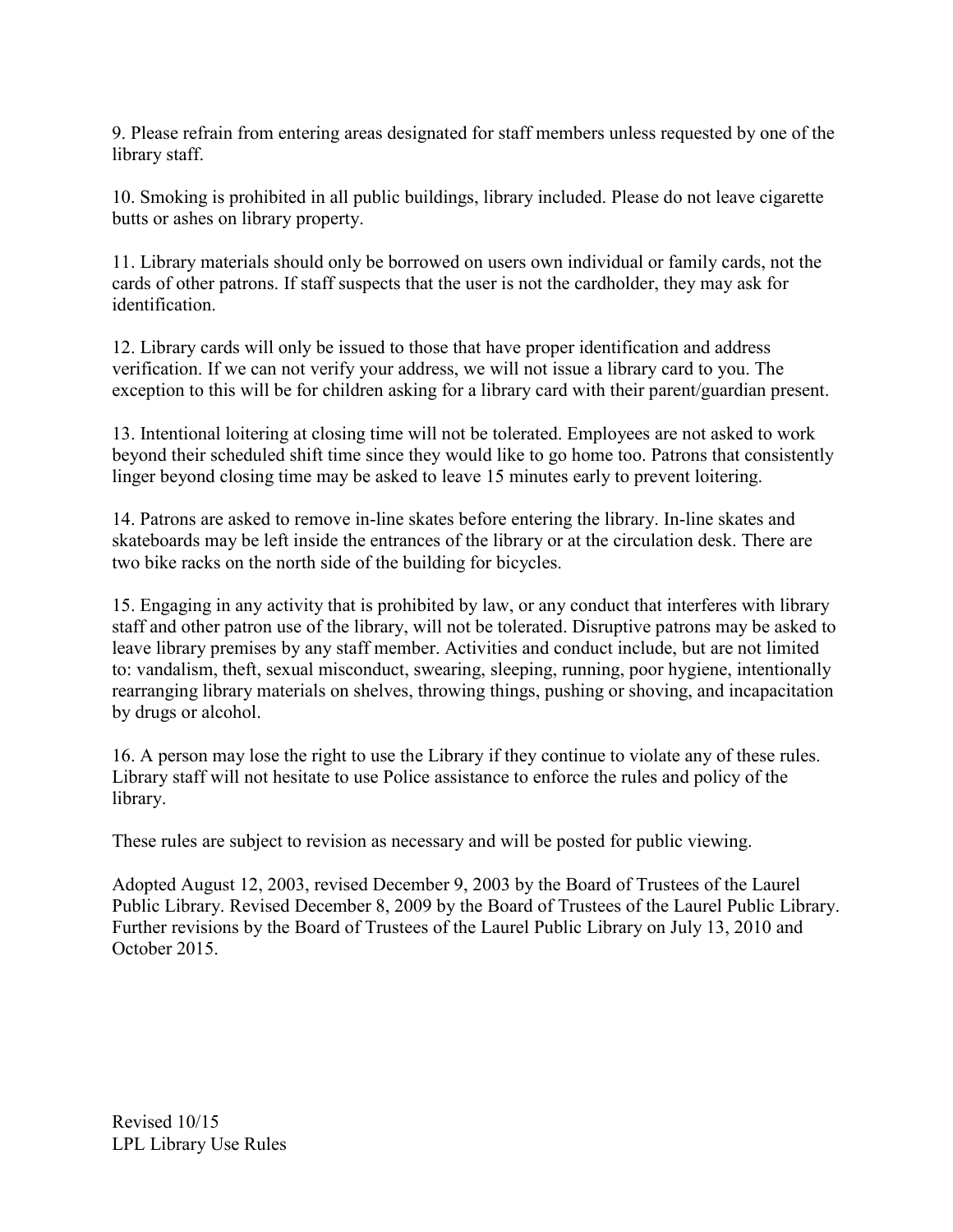9. Please refrain from entering areas designated for staff members unless requested by one of the library staff.

10. Smoking is prohibited in all public buildings, library included. Please do not leave cigarette butts or ashes on library property.

11. Library materials should only be borrowed on users own individual or family cards, not the cards of other patrons. If staff suspects that the user is not the cardholder, they may ask for identification.

12. Library cards will only be issued to those that have proper identification and address verification. If we can not verify your address, we will not issue a library card to you. The exception to this will be for children asking for a library card with their parent/guardian present.

13. Intentional loitering at closing time will not be tolerated. Employees are not asked to work beyond their scheduled shift time since they would like to go home too. Patrons that consistently linger beyond closing time may be asked to leave 15 minutes early to prevent loitering.

14. Patrons are asked to remove in-line skates before entering the library. In-line skates and skateboards may be left inside the entrances of the library or at the circulation desk. There are two bike racks on the north side of the building for bicycles.

15. Engaging in any activity that is prohibited by law, or any conduct that interferes with library staff and other patron use of the library, will not be tolerated. Disruptive patrons may be asked to leave library premises by any staff member. Activities and conduct include, but are not limited to: vandalism, theft, sexual misconduct, swearing, sleeping, running, poor hygiene, intentionally rearranging library materials on shelves, throwing things, pushing or shoving, and incapacitation by drugs or alcohol.

16. A person may lose the right to use the Library if they continue to violate any of these rules. Library staff will not hesitate to use Police assistance to enforce the rules and policy of the library.

These rules are subject to revision as necessary and will be posted for public viewing.

Adopted August 12, 2003, revised December 9, 2003 by the Board of Trustees of the Laurel Public Library. Revised December 8, 2009 by the Board of Trustees of the Laurel Public Library. Further revisions by the Board of Trustees of the Laurel Public Library on July 13, 2010 and October 2015.

Revised 10/15
LPL Library Use Rules